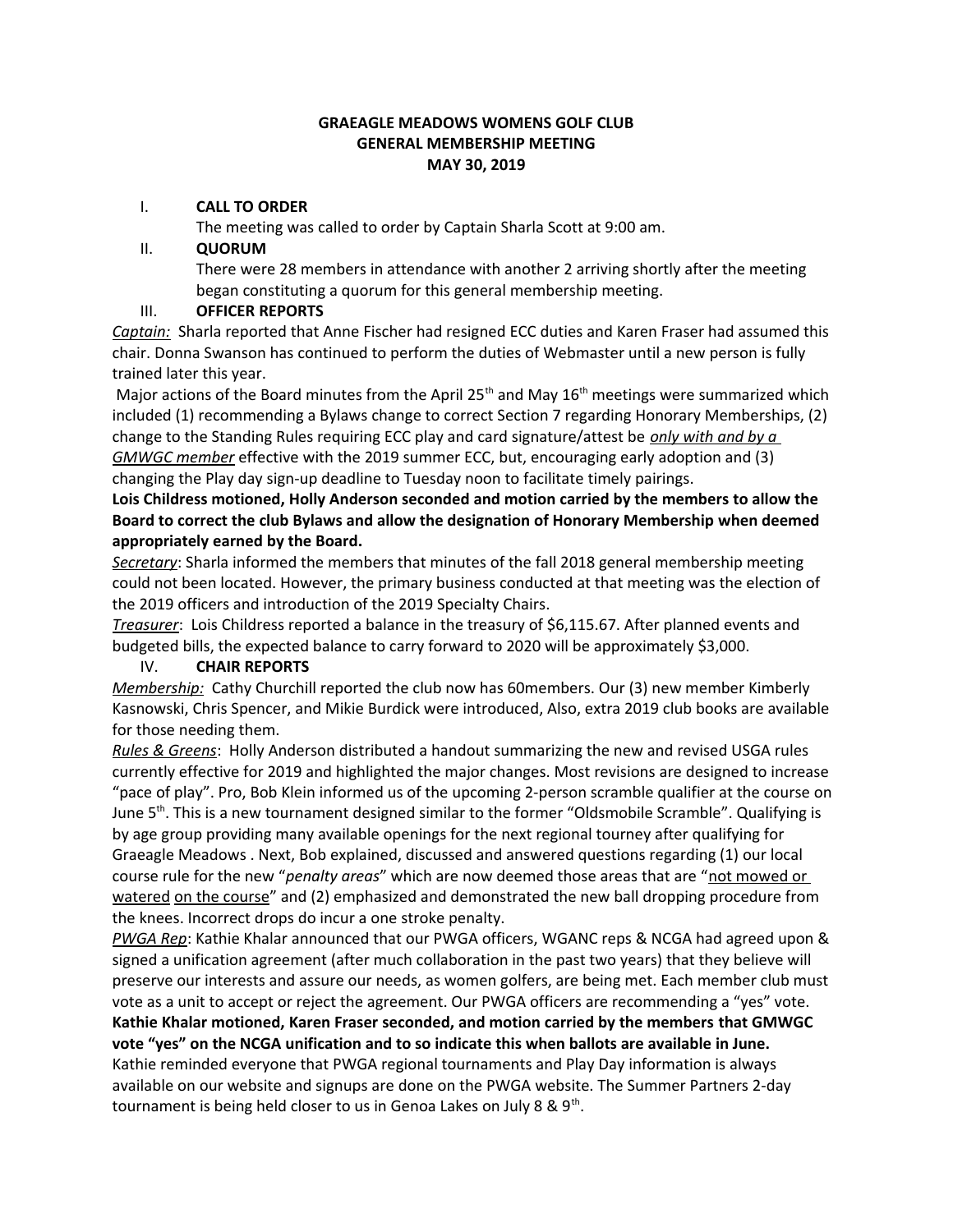**GRAEAGLE MEADOWS WOMENS GOLF CLUB**
**GENERAL MEMBERSHIP MEETING**
**MAY 30, 2019**

I. **CALL TO ORDER**

The meeting was called to order by Captain Sharla Scott at 9:00 am.

II. **QUORUM**

There were 28 members in attendance with another 2 arriving shortly after the meeting began constituting a quorum for this general membership meeting.

III. **OFFICER REPORTS**

*Captain:* Sharla reported that Anne Fischer had resigned ECC duties and Karen Fraser had assumed this chair. Donna Swanson has continued to perform the duties of Webmaster until a new person is fully trained later this year.

Major actions of the Board minutes from the April 25th and May 16th meetings were summarized which included (1) recommending a Bylaws change to correct Section 7 regarding Honorary Memberships, (2) change to the Standing Rules requiring ECC play and card signature/attest be *only with and by a GMWGC member* effective with the 2019 summer ECC, but, encouraging early adoption and (3) changing the Play day sign-up deadline to Tuesday noon to facilitate timely pairings.

**Lois Childress motioned, Holly Anderson seconded and motion carried by the members to allow the Board to correct the club Bylaws and allow the designation of Honorary Membership when deemed appropriately earned by the Board.**

*Secretary*: Sharla informed the members that minutes of the fall 2018 general membership meeting could not been located. However, the primary business conducted at that meeting was the election of the 2019 officers and introduction of the 2019 Specialty Chairs.

*Treasurer*: Lois Childress reported a balance in the treasury of $6,115.67. After planned events and budgeted bills, the expected balance to carry forward to 2020 will be approximately $3,000.

IV. **CHAIR REPORTS**

*Membership:* Cathy Churchill reported the club now has 60members. Our (3) new member Kimberly Kasnowski, Chris Spencer, and Mikie Burdick were introduced, Also, extra 2019 club books are available for those needing them.

*Rules & Greens*: Holly Anderson distributed a handout summarizing the new and revised USGA rules currently effective for 2019 and highlighted the major changes. Most revisions are designed to increase "pace of play". Pro, Bob Klein informed us of the upcoming 2-person scramble qualifier at the course on June 5th. This is a new tournament designed similar to the former "Oldsmobile Scramble". Qualifying is by age group providing many available openings for the next regional tourney after qualifying for Graeagle Meadows . Next, Bob explained, discussed and answered questions regarding (1) our local course rule for the new "*penalty areas*" which are now deemed those areas that are "not mowed or watered on the course" and (2) emphasized and demonstrated the new ball dropping procedure from the knees. Incorrect drops do incur a one stroke penalty.

*PWGA Rep*: Kathie Khalar announced that our PWGA officers, WGANC reps & NCGA had agreed upon & signed a unification agreement (after much collaboration in the past two years) that they believe will preserve our interests and assure our needs, as women golfers, are being met. Each member club must vote as a unit to accept or reject the agreement. Our PWGA officers are recommending a "yes" vote.

**Kathie Khalar motioned, Karen Fraser seconded, and motion carried by the members that GMWGC vote "yes" on the NCGA unification and to so indicate this when ballots are available in June.**

Kathie reminded everyone that PWGA regional tournaments and Play Day information is always available on our website and signups are done on the PWGA website. The Summer Partners 2-day tournament is being held closer to us in Genoa Lakes on July 8 & 9th.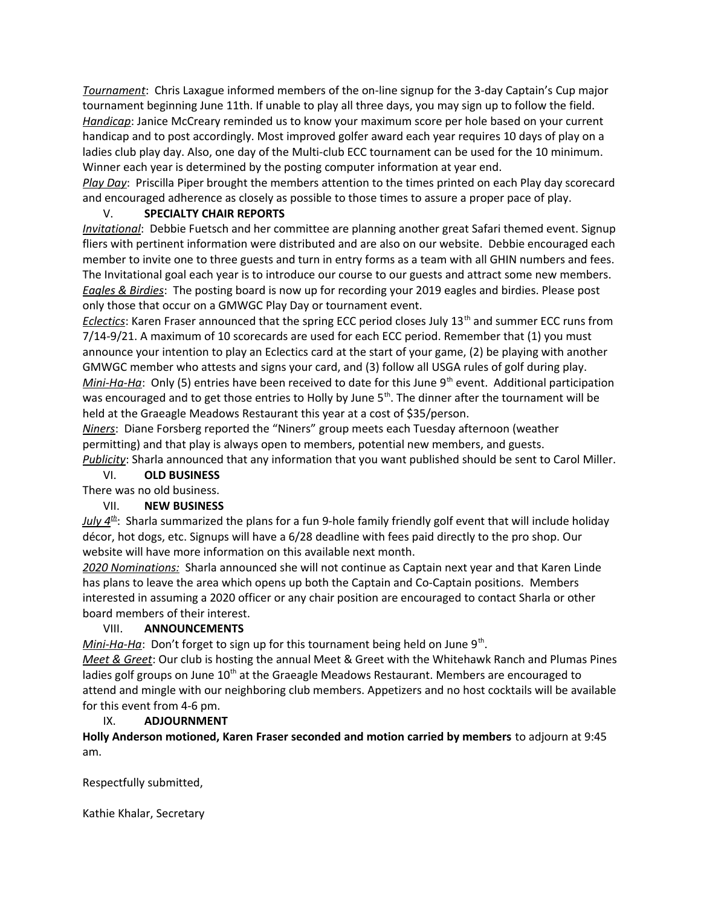*Tournament*: Chris Laxague informed members of the on-line signup for the 3-day Captain's Cup major tournament beginning June 11th. If unable to play all three days, you may sign up to follow the field.
*Handicap*: Janice McCreary reminded us to know your maximum score per hole based on your current handicap and to post accordingly. Most improved golfer award each year requires 10 days of play on a ladies club play day. Also, one day of the Multi-club ECC tournament can be used for the 10 minimum. Winner each year is determined by the posting computer information at year end.
*Play Day*: Priscilla Piper brought the members attention to the times printed on each Play day scorecard and encouraged adherence as closely as possible to those times to assure a proper pace of play.

## V. SPECIALTY CHAIR REPORTS

*Invitational*: Debbie Fuetsch and her committee are planning another great Safari themed event. Signup fliers with pertinent information were distributed and are also on our website. Debbie encouraged each member to invite one to three guests and turn in entry forms as a team with all GHIN numbers and fees. The Invitational goal each year is to introduce our course to our guests and attract some new members.
*Eagles & Birdies*: The posting board is now up for recording your 2019 eagles and birdies. Please post only those that occur on a GMWGC Play Day or tournament event.
*Eclectics*: Karen Fraser announced that the spring ECC period closes July 13th and summer ECC runs from 7/14-9/21. A maximum of 10 scorecards are used for each ECC period. Remember that (1) you must announce your intention to play an Eclectics card at the start of your game, (2) be playing with another GMWGC member who attests and signs your card, and (3) follow all USGA rules of golf during play.
*Mini-Ha-Ha*: Only (5) entries have been received to date for this June 9th event. Additional participation was encouraged and to get those entries to Holly by June 5th. The dinner after the tournament will be held at the Graeagle Meadows Restaurant this year at a cost of $35/person.
*Niners*: Diane Forsberg reported the "Niners" group meets each Tuesday afternoon (weather permitting) and that play is always open to members, potential new members, and guests.
*Publicity*: Sharla announced that any information that you want published should be sent to Carol Miller.

## VI. OLD BUSINESS

There was no old business.

## VII. NEW BUSINESS

*July 4th*: Sharla summarized the plans for a fun 9-hole family friendly golf event that will include holiday décor, hot dogs, etc. Signups will have a 6/28 deadline with fees paid directly to the pro shop. Our website will have more information on this available next month.
*2020 Nominations:* Sharla announced she will not continue as Captain next year and that Karen Linde has plans to leave the area which opens up both the Captain and Co-Captain positions. Members interested in assuming a 2020 officer or any chair position are encouraged to contact Sharla or other board members of their interest.

## VIII. ANNOUNCEMENTS

*Mini-Ha-Ha*: Don't forget to sign up for this tournament being held on June 9th.
*Meet & Greet*: Our club is hosting the annual Meet & Greet with the Whitehawk Ranch and Plumas Pines ladies golf groups on June 10th at the Graeagle Meadows Restaurant. Members are encouraged to attend and mingle with our neighboring club members. Appetizers and no host cocktails will be available for this event from 4-6 pm.

## IX. ADJOURNMENT

**Holly Anderson motioned, Karen Fraser seconded and motion carried by members** to adjourn at 9:45 am.

Respectfully submitted,

Kathie Khalar, Secretary